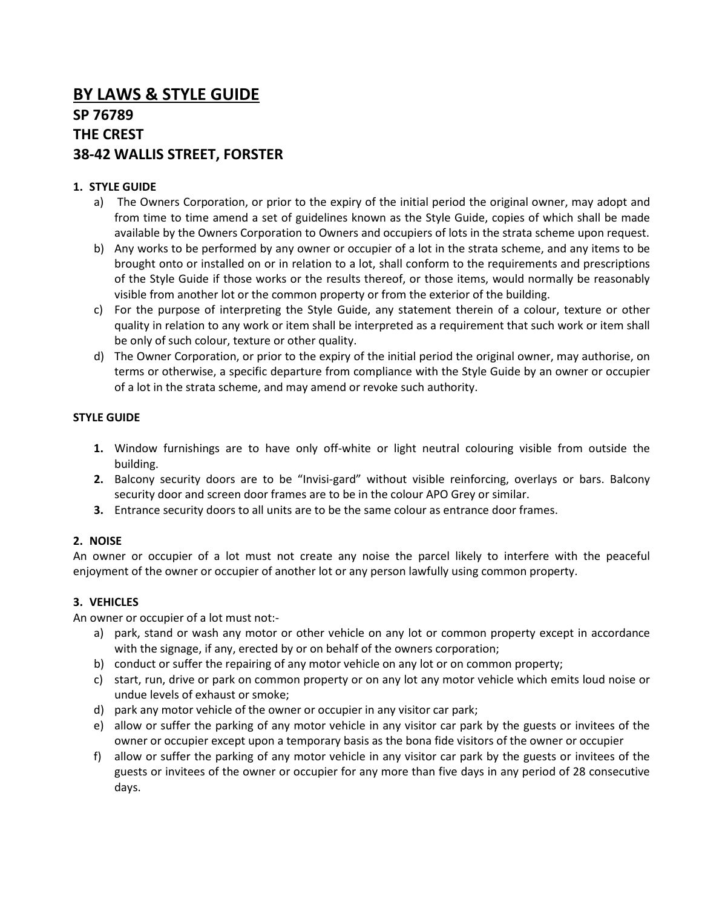# BY LAWS & STYLE GUIDE

## SP 76789

## THE CREST

## 38-42 WALLIS STREET, FORSTER

### 1. STYLE GUIDE

a) The Owners Corporation, or prior to the expiry of the initial period the original owner, may adopt and from time to time amend a set of guidelines known as the Style Guide, copies of which shall be made available by the Owners Corporation to Owners and occupiers of lots in the strata scheme upon request.

b) Any works to be performed by any owner or occupier of a lot in the strata scheme, and any items to be brought onto or installed on or in relation to a lot, shall conform to the requirements and prescriptions of the Style Guide if those works or the results thereof, or those items, would normally be reasonably visible from another lot or the common property or from the exterior of the building.

c) For the purpose of interpreting the Style Guide, any statement therein of a colour, texture or other quality in relation to any work or item shall be interpreted as a requirement that such work or item shall be only of such colour, texture or other quality.

d) The Owner Corporation, or prior to the expiry of the initial period the original owner, may authorise, on terms or otherwise, a specific departure from compliance with the Style Guide by an owner or occupier of a lot in the strata scheme, and may amend or revoke such authority.

### STYLE GUIDE

1. Window furnishings are to have only off-white or light neutral colouring visible from outside the building.
2. Balcony security doors are to be "Invisi-gard" without visible reinforcing, overlays or bars. Balcony security door and screen door frames are to be in the colour APO Grey or similar.
3. Entrance security doors to all units are to be the same colour as entrance door frames.

### 2. NOISE

An owner or occupier of a lot must not create any noise the parcel likely to interfere with the peaceful enjoyment of the owner or occupier of another lot or any person lawfully using common property.

### 3. VEHICLES

An owner or occupier of a lot must not:-

a) park, stand or wash any motor or other vehicle on any lot or common property except in accordance with the signage, if any, erected by or on behalf of the owners corporation;

b) conduct or suffer the repairing of any motor vehicle on any lot or on common property;

c) start, run, drive or park on common property or on any lot any motor vehicle which emits loud noise or undue levels of exhaust or smoke;

d) park any motor vehicle of the owner or occupier in any visitor car park;

e) allow or suffer the parking of any motor vehicle in any visitor car park by the guests or invitees of the owner or occupier except upon a temporary basis as the bona fide visitors of the owner or occupier

f) allow or suffer the parking of any motor vehicle in any visitor car park by the guests or invitees of the guests or invitees of the owner or occupier for any more than five days in any period of 28 consecutive days.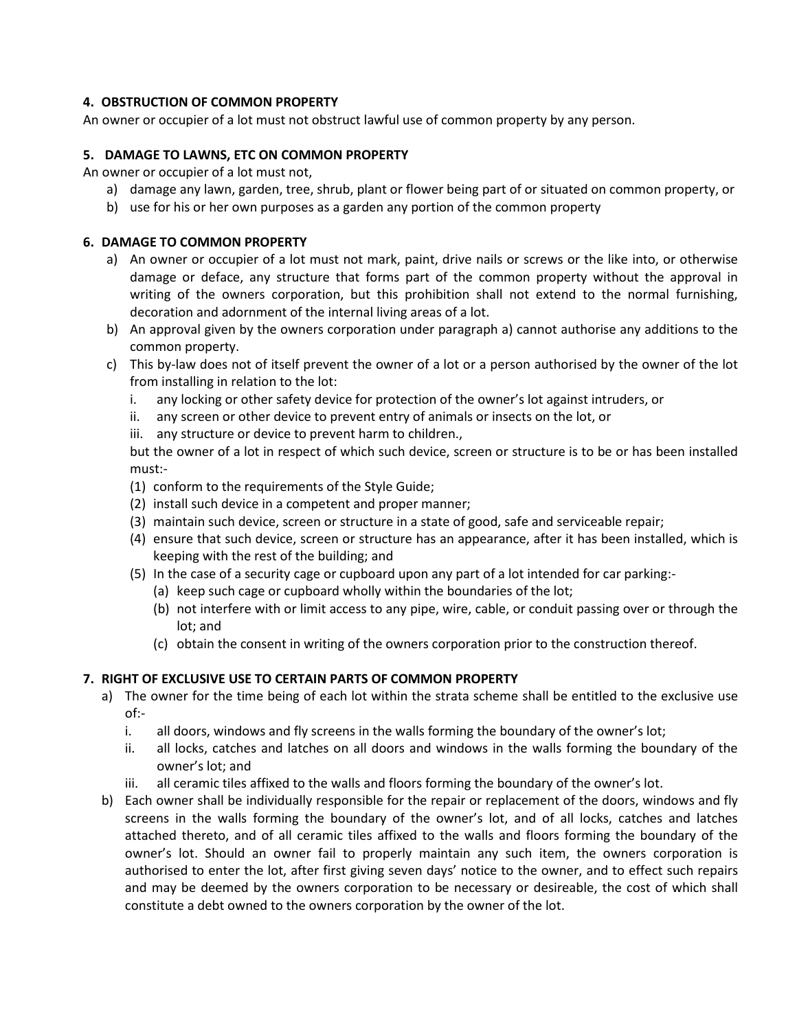**4. OBSTRUCTION OF COMMON PROPERTY**

An owner or occupier of a lot must not obstruct lawful use of common property by any person.

**5. DAMAGE TO LAWNS, ETC ON COMMON PROPERTY**

An owner or occupier of a lot must not,

a) damage any lawn, garden, tree, shrub, plant or flower being part of or situated on common property, or
b) use for his or her own purposes as a garden any portion of the common property

**6. DAMAGE TO COMMON PROPERTY**

a) An owner or occupier of a lot must not mark, paint, drive nails or screws or the like into, or otherwise damage or deface, any structure that forms part of the common property without the approval in writing of the owners corporation, but this prohibition shall not extend to the normal furnishing, decoration and adornment of the internal living areas of a lot.
b) An approval given by the owners corporation under paragraph a) cannot authorise any additions to the common property.
c) This by-law does not of itself prevent the owner of a lot or a person authorised by the owner of the lot from installing in relation to the lot:
   i. any locking or other safety device for protection of the owner's lot against intruders, or
   ii. any screen or other device to prevent entry of animals or insects on the lot, or
   iii. any structure or device to prevent harm to children.,

   but the owner of a lot in respect of which such device, screen or structure is to be or has been installed must:-

   (1) conform to the requirements of the Style Guide;
   (2) install such device in a competent and proper manner;
   (3) maintain such device, screen or structure in a state of good, safe and serviceable repair;
   (4) ensure that such device, screen or structure has an appearance, after it has been installed, which is keeping with the rest of the building; and
   (5) In the case of a security cage or cupboard upon any part of a lot intended for car parking:-
      (a) keep such cage or cupboard wholly within the boundaries of the lot;
      (b) not interfere with or limit access to any pipe, wire, cable, or conduit passing over or through the lot; and
      (c) obtain the consent in writing of the owners corporation prior to the construction thereof.

**7. RIGHT OF EXCLUSIVE USE TO CERTAIN PARTS OF COMMON PROPERTY**

a) The owner for the time being of each lot within the strata scheme shall be entitled to the exclusive use of:-
   i. all doors, windows and fly screens in the walls forming the boundary of the owner's lot;
   ii. all locks, catches and latches on all doors and windows in the walls forming the boundary of the owner's lot; and
   iii. all ceramic tiles affixed to the walls and floors forming the boundary of the owner's lot.
b) Each owner shall be individually responsible for the repair or replacement of the doors, windows and fly screens in the walls forming the boundary of the owner's lot, and of all locks, catches and latches attached thereto, and of all ceramic tiles affixed to the walls and floors forming the boundary of the owner's lot. Should an owner fail to properly maintain any such item, the owners corporation is authorised to enter the lot, after first giving seven days' notice to the owner, and to effect such repairs and may be deemed by the owners corporation to be necessary or desireable, the cost of which shall constitute a debt owned to the owners corporation by the owner of the lot.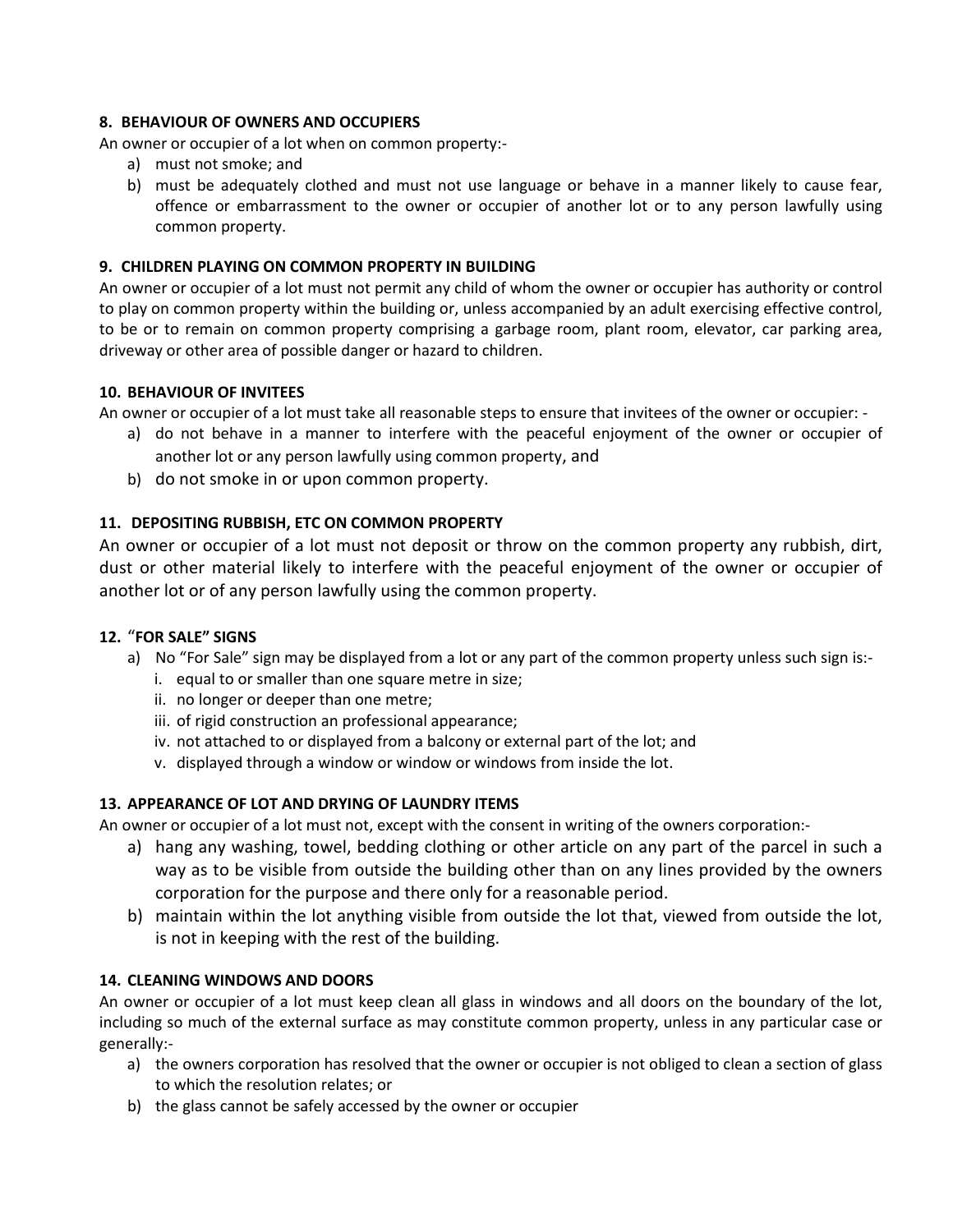**8. BEHAVIOUR OF OWNERS AND OCCUPIERS**

An owner or occupier of a lot when on common property:-

a) must not smoke; and
b) must be adequately clothed and must not use language or behave in a manner likely to cause fear, offence or embarrassment to the owner or occupier of another lot or to any person lawfully using common property.

**9. CHILDREN PLAYING ON COMMON PROPERTY IN BUILDING**

An owner or occupier of a lot must not permit any child of whom the owner or occupier has authority or control to play on common property within the building or, unless accompanied by an adult exercising effective control, to be or to remain on common property comprising a garbage room, plant room, elevator, car parking area, driveway or other area of possible danger or hazard to children.

**10. BEHAVIOUR OF INVITEES**

An owner or occupier of a lot must take all reasonable steps to ensure that invitees of the owner or occupier: -

a) do not behave in a manner to interfere with the peaceful enjoyment of the owner or occupier of another lot or any person lawfully using common property, and
b) do not smoke in or upon common property.

**11. DEPOSITING RUBBISH, ETC ON COMMON PROPERTY**

An owner or occupier of a lot must not deposit or throw on the common property any rubbish, dirt, dust or other material likely to interfere with the peaceful enjoyment of the owner or occupier of another lot or of any person lawfully using the common property.

**12. "FOR SALE" SIGNS**

a) No "For Sale" sign may be displayed from a lot or any part of the common property unless such sign is:-
   i. equal to or smaller than one square metre in size;
   ii. no longer or deeper than one metre;
   iii. of rigid construction an professional appearance;
   iv. not attached to or displayed from a balcony or external part of the lot; and
   v. displayed through a window or window or windows from inside the lot.

**13. APPEARANCE OF LOT AND DRYING OF LAUNDRY ITEMS**

An owner or occupier of a lot must not, except with the consent in writing of the owners corporation:-

a) hang any washing, towel, bedding clothing or other article on any part of the parcel in such a way as to be visible from outside the building other than on any lines provided by the owners corporation for the purpose and there only for a reasonable period.
b) maintain within the lot anything visible from outside the lot that, viewed from outside the lot, is not in keeping with the rest of the building.

**14. CLEANING WINDOWS AND DOORS**

An owner or occupier of a lot must keep clean all glass in windows and all doors on the boundary of the lot, including so much of the external surface as may constitute common property, unless in any particular case or generally:-

a) the owners corporation has resolved that the owner or occupier is not obliged to clean a section of glass to which the resolution relates; or
b) the glass cannot be safely accessed by the owner or occupier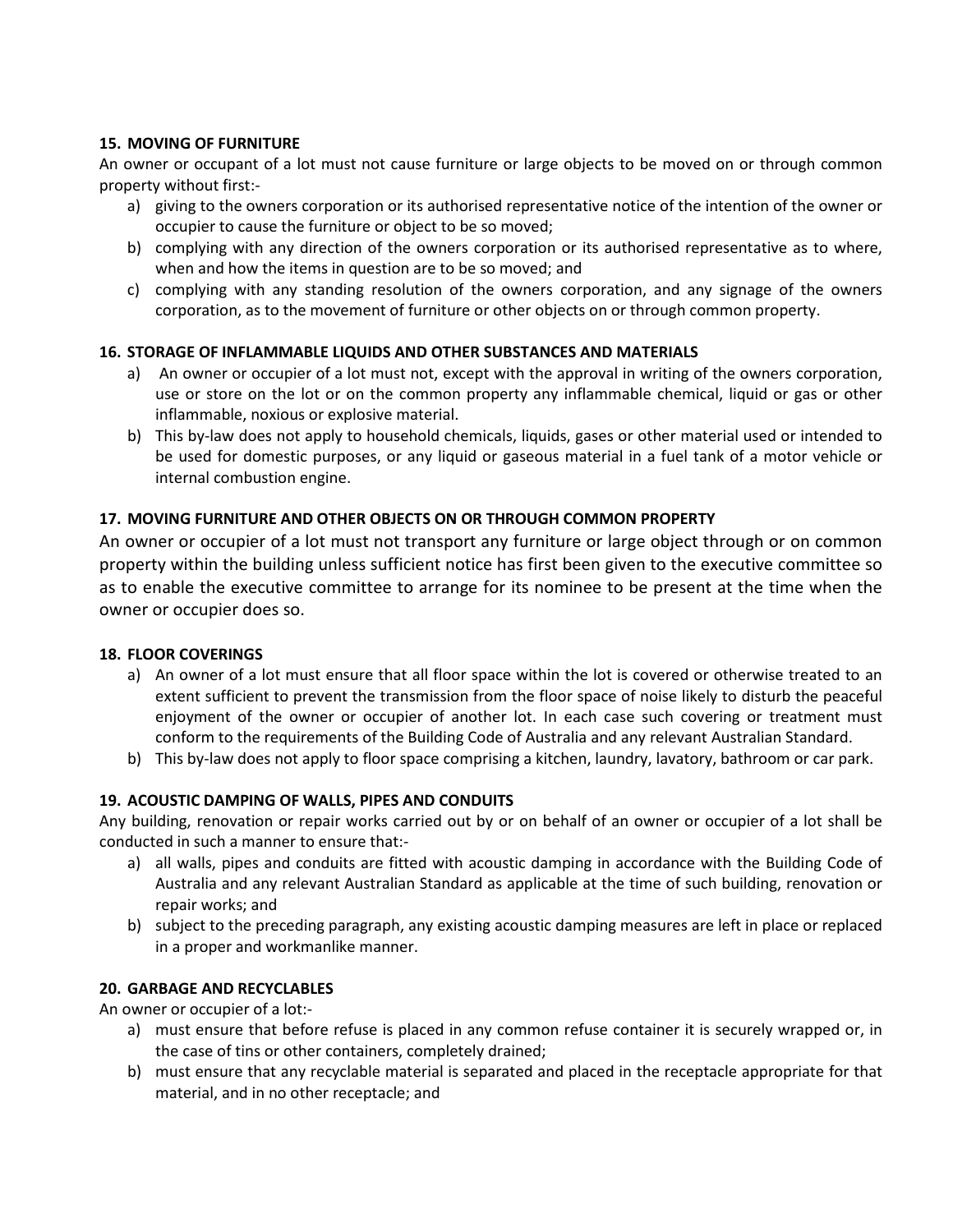### 15. MOVING OF FURNITURE

An owner or occupant of a lot must not cause furniture or large objects to be moved on or through common property without first:-

a) giving to the owners corporation or its authorised representative notice of the intention of the owner or occupier to cause the furniture or object to be so moved;
b) complying with any direction of the owners corporation or its authorised representative as to where, when and how the items in question are to be so moved; and
c) complying with any standing resolution of the owners corporation, and any signage of the owners corporation, as to the movement of furniture or other objects on or through common property.

### 16. STORAGE OF INFLAMMABLE LIQUIDS AND OTHER SUBSTANCES AND MATERIALS

a) An owner or occupier of a lot must not, except with the approval in writing of the owners corporation, use or store on the lot or on the common property any inflammable chemical, liquid or gas or other inflammable, noxious or explosive material.
b) This by-law does not apply to household chemicals, liquids, gases or other material used or intended to be used for domestic purposes, or any liquid or gaseous material in a fuel tank of a motor vehicle or internal combustion engine.

### 17. MOVING FURNITURE AND OTHER OBJECTS ON OR THROUGH COMMON PROPERTY

An owner or occupier of a lot must not transport any furniture or large object through or on common property within the building unless sufficient notice has first been given to the executive committee so as to enable the executive committee to arrange for its nominee to be present at the time when the owner or occupier does so.

### 18. FLOOR COVERINGS

a) An owner of a lot must ensure that all floor space within the lot is covered or otherwise treated to an extent sufficient to prevent the transmission from the floor space of noise likely to disturb the peaceful enjoyment of the owner or occupier of another lot. In each case such covering or treatment must conform to the requirements of the Building Code of Australia and any relevant Australian Standard.
b) This by-law does not apply to floor space comprising a kitchen, laundry, lavatory, bathroom or car park.

### 19. ACOUSTIC DAMPING OF WALLS, PIPES AND CONDUITS

Any building, renovation or repair works carried out by or on behalf of an owner or occupier of a lot shall be conducted in such a manner to ensure that:-

a) all walls, pipes and conduits are fitted with acoustic damping in accordance with the Building Code of Australia and any relevant Australian Standard as applicable at the time of such building, renovation or repair works; and
b) subject to the preceding paragraph, any existing acoustic damping measures are left in place or replaced in a proper and workmanlike manner.

### 20. GARBAGE AND RECYCLABLES

An owner or occupier of a lot:-

a) must ensure that before refuse is placed in any common refuse container it is securely wrapped or, in the case of tins or other containers, completely drained;
b) must ensure that any recyclable material is separated and placed in the receptacle appropriate for that material, and in no other receptacle; and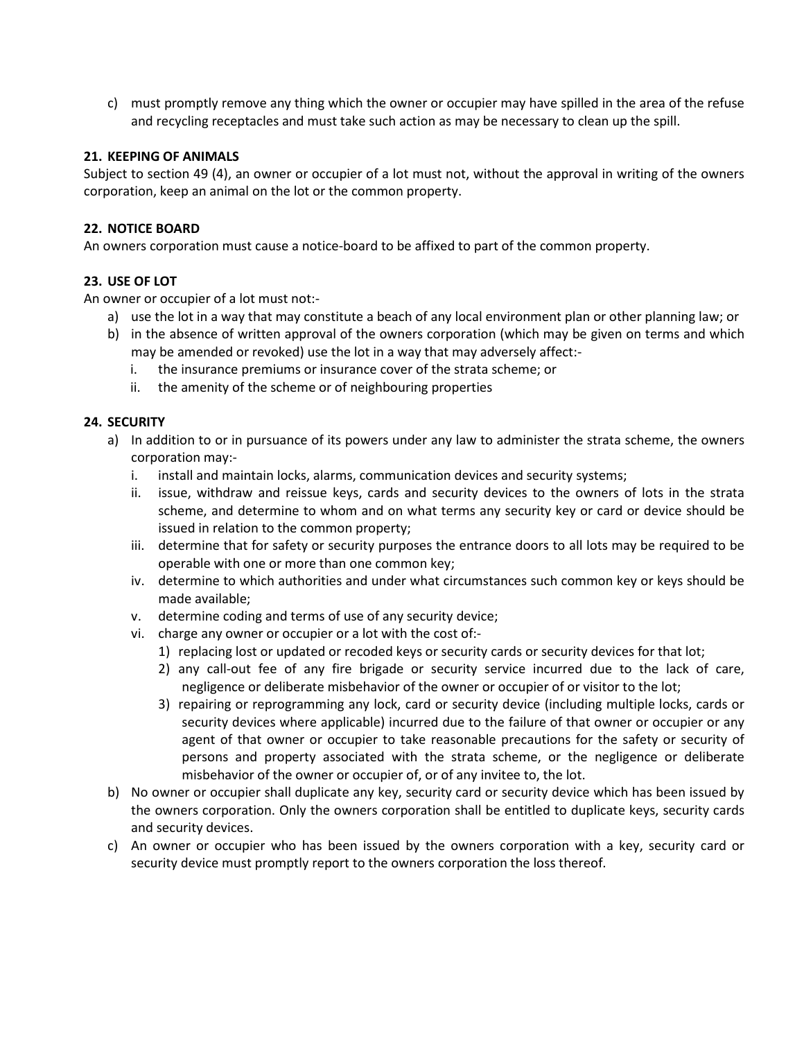c) must promptly remove any thing which the owner or occupier may have spilled in the area of the refuse and recycling receptacles and must take such action as may be necessary to clean up the spill.

### 21. KEEPING OF ANIMALS

Subject to section 49 (4), an owner or occupier of a lot must not, without the approval in writing of the owners corporation, keep an animal on the lot or the common property.

### 22. NOTICE BOARD

An owners corporation must cause a notice-board to be affixed to part of the common property.

### 23. USE OF LOT

An owner or occupier of a lot must not:-

- a) use the lot in a way that may constitute a beach of any local environment plan or other planning law; or
- b) in the absence of written approval of the owners corporation (which may be given on terms and which may be amended or revoked) use the lot in a way that may adversely affect:-
  - i. the insurance premiums or insurance cover of the strata scheme; or
  - ii. the amenity of the scheme or of neighbouring properties

### 24. SECURITY

- a) In addition to or in pursuance of its powers under any law to administer the strata scheme, the owners corporation may:-
  - i. install and maintain locks, alarms, communication devices and security systems;
  - ii. issue, withdraw and reissue keys, cards and security devices to the owners of lots in the strata scheme, and determine to whom and on what terms any security key or card or device should be issued in relation to the common property;
  - iii. determine that for safety or security purposes the entrance doors to all lots may be required to be operable with one or more than one common key;
  - iv. determine to which authorities and under what circumstances such common key or keys should be made available;
  - v. determine coding and terms of use of any security device;
  - vi. charge any owner or occupier or a lot with the cost of:-
    1) replacing lost or updated or recoded keys or security cards or security devices for that lot;
    2) any call-out fee of any fire brigade or security service incurred due to the lack of care, negligence or deliberate misbehavior of the owner or occupier of or visitor to the lot;
    3) repairing or reprogramming any lock, card or security device (including multiple locks, cards or security devices where applicable) incurred due to the failure of that owner or occupier or any agent of that owner or occupier to take reasonable precautions for the safety or security of persons and property associated with the strata scheme, or the negligence or deliberate misbehavior of the owner or occupier of, or of any invitee to, the lot.
- b) No owner or occupier shall duplicate any key, security card or security device which has been issued by the owners corporation. Only the owners corporation shall be entitled to duplicate keys, security cards and security devices.
- c) An owner or occupier who has been issued by the owners corporation with a key, security card or security device must promptly report to the owners corporation the loss thereof.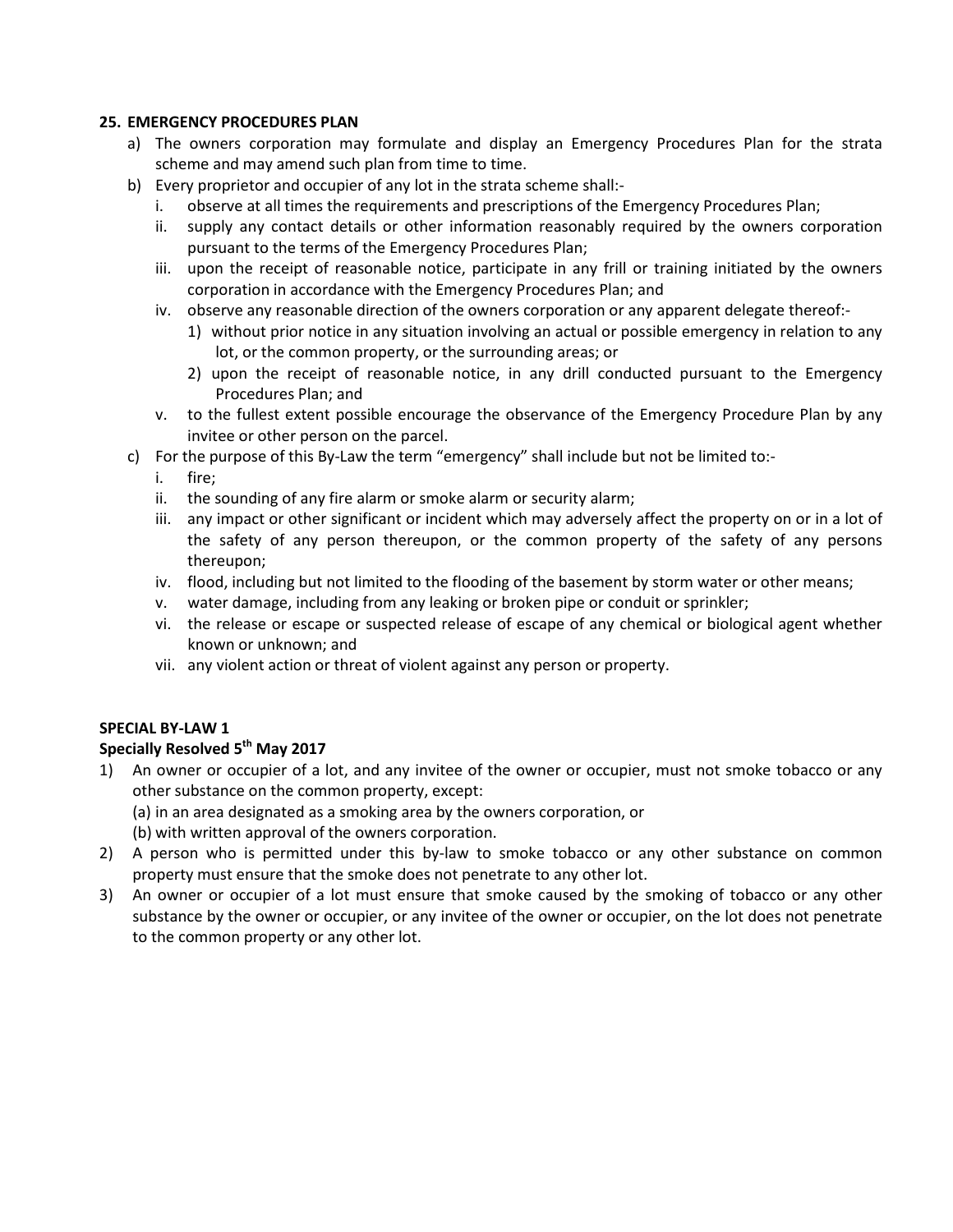**25. EMERGENCY PROCEDURES PLAN**

a) The owners corporation may formulate and display an Emergency Procedures Plan for the strata scheme and may amend such plan from time to time.

b) Every proprietor and occupier of any lot in the strata scheme shall:-

   i. observe at all times the requirements and prescriptions of the Emergency Procedures Plan;

   ii. supply any contact details or other information reasonably required by the owners corporation pursuant to the terms of the Emergency Procedures Plan;

   iii. upon the receipt of reasonable notice, participate in any frill or training initiated by the owners corporation in accordance with the Emergency Procedures Plan; and

   iv. observe any reasonable direction of the owners corporation or any apparent delegate thereof:-

      1) without prior notice in any situation involving an actual or possible emergency in relation to any lot, or the common property, or the surrounding areas; or

      2) upon the receipt of reasonable notice, in any drill conducted pursuant to the Emergency Procedures Plan; and

   v. to the fullest extent possible encourage the observance of the Emergency Procedure Plan by any invitee or other person on the parcel.

c) For the purpose of this By-Law the term "emergency" shall include but not be limited to:-

   i. fire;

   ii. the sounding of any fire alarm or smoke alarm or security alarm;

   iii. any impact or other significant or incident which may adversely affect the property on or in a lot of the safety of any person thereupon, or the common property of the safety of any persons thereupon;

   iv. flood, including but not limited to the flooding of the basement by storm water or other means;

   v. water damage, including from any leaking or broken pipe or conduit or sprinkler;

   vi. the release or escape or suspected release of escape of any chemical or biological agent whether known or unknown; and

   vii. any violent action or threat of violent against any person or property.

**SPECIAL BY-LAW 1**

**Specially Resolved 5th May 2017**

1) An owner or occupier of a lot, and any invitee of the owner or occupier, must not smoke tobacco or any other substance on the common property, except:

   (a) in an area designated as a smoking area by the owners corporation, or

   (b) with written approval of the owners corporation.

2) A person who is permitted under this by-law to smoke tobacco or any other substance on common property must ensure that the smoke does not penetrate to any other lot.

3) An owner or occupier of a lot must ensure that smoke caused by the smoking of tobacco or any other substance by the owner or occupier, or any invitee of the owner or occupier, on the lot does not penetrate to the common property or any other lot.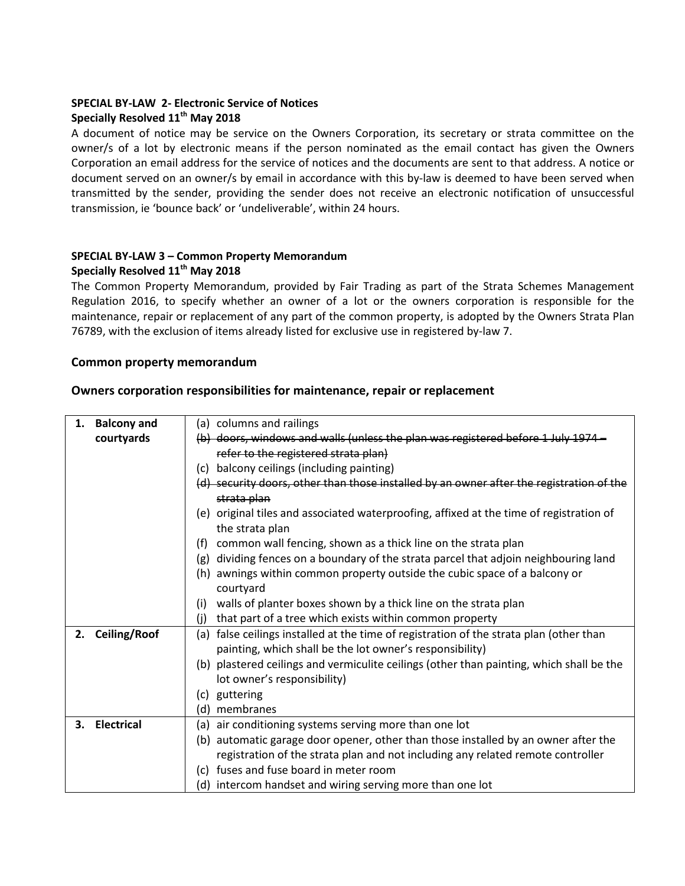**SPECIAL BY-LAW 2- Electronic Service of Notices**
**Specially Resolved 11th May 2018**

A document of notice may be service on the Owners Corporation, its secretary or strata committee on the owner/s of a lot by electronic means if the person nominated as the email contact has given the Owners Corporation an email address for the service of notices and the documents are sent to that address. A notice or document served on an owner/s by email in accordance with this by-law is deemed to have been served when transmitted by the sender, providing the sender does not receive an electronic notification of unsuccessful transmission, ie 'bounce back' or 'undeliverable', within 24 hours.

**SPECIAL BY-LAW 3 – Common Property Memorandum**
**Specially Resolved 11th May 2018**

The Common Property Memorandum, provided by Fair Trading as part of the Strata Schemes Management Regulation 2016, to specify whether an owner of a lot or the owners corporation is responsible for the maintenance, repair or replacement of any part of the common property, is adopted by the Owners Strata Plan 76789, with the exclusion of items already listed for exclusive use in registered by-law 7.

## Common property memorandum

## Owners corporation responsibilities for maintenance, repair or replacement

| | |
|---|---|
| **1. Balcony and courtyards** | (a) columns and railings<br>~~(b) doors, windows and walls (unless the plan was registered before 1 July 1974 – refer to the registered strata plan)~~<br>(c) balcony ceilings (including painting)<br>~~(d) security doors, other than those installed by an owner after the registration of the strata plan~~<br>(e) original tiles and associated waterproofing, affixed at the time of registration of the strata plan<br>(f) common wall fencing, shown as a thick line on the strata plan<br>(g) dividing fences on a boundary of the strata parcel that adjoin neighbouring land<br>(h) awnings within common property outside the cubic space of a balcony or courtyard<br>(i) walls of planter boxes shown by a thick line on the strata plan<br>(j) that part of a tree which exists within common property |
| **2. Ceiling/Roof** | (a) false ceilings installed at the time of registration of the strata plan (other than painting, which shall be the lot owner's responsibility)<br>(b) plastered ceilings and vermiculite ceilings (other than painting, which shall be the lot owner's responsibility)<br>(c) guttering<br>(d) membranes |
| **3. Electrical** | (a) air conditioning systems serving more than one lot<br>(b) automatic garage door opener, other than those installed by an owner after the registration of the strata plan and not including any related remote controller<br>(c) fuses and fuse board in meter room<br>(d) intercom handset and wiring serving more than one lot |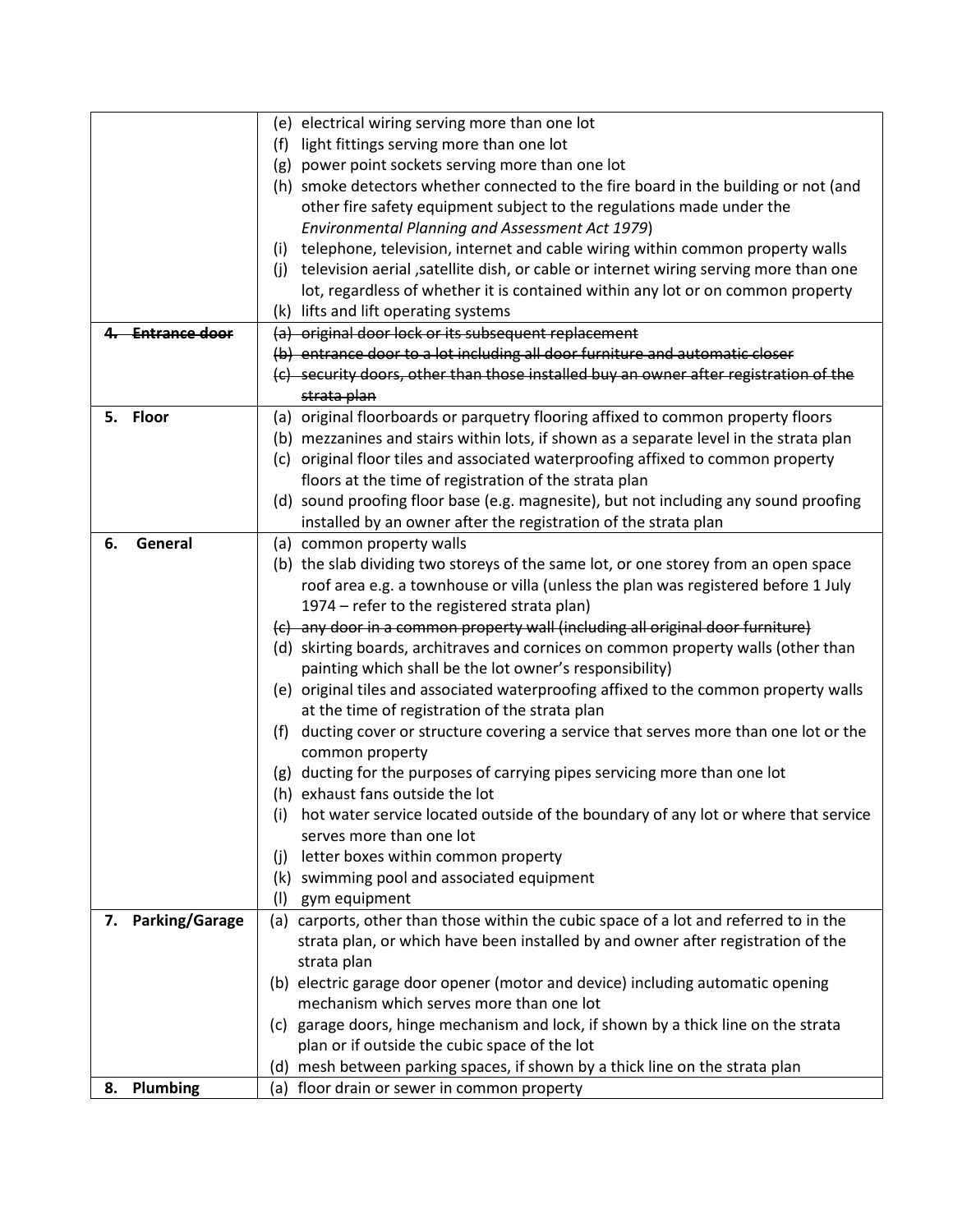| | |
|---|---|
| | (e) electrical wiring serving more than one lot<br>(f) light fittings serving more than one lot<br>(g) power point sockets serving more than one lot<br>(h) smoke detectors whether connected to the fire board in the building or not (and other fire safety equipment subject to the regulations made under the *Environmental Planning and Assessment Act 1979*)<br>(i) telephone, television, internet and cable wiring within common property walls<br>(j) television aerial ,satellite dish, or cable or internet wiring serving more than one lot, regardless of whether it is contained within any lot or on common property<br>(k) lifts and lift operating systems |
| ~~**4. Entrance door**~~ | ~~(a) original door lock or its subsequent replacement~~<br>~~(b) entrance door to a lot including all door furniture and automatic closer~~<br>~~(c) security doors, other than those installed buy an owner after registration of the strata plan~~ |
| **5. Floor** | (a) original floorboards or parquetry flooring affixed to common property floors<br>(b) mezzanines and stairs within lots, if shown as a separate level in the strata plan<br>(c) original floor tiles and associated waterproofing affixed to common property floors at the time of registration of the strata plan<br>(d) sound proofing floor base (e.g. magnesite), but not including any sound proofing installed by an owner after the registration of the strata plan |
| **6. General** | (a) common property walls<br>(b) the slab dividing two storeys of the same lot, or one storey from an open space roof area e.g. a townhouse or villa (unless the plan was registered before 1 July 1974 – refer to the registered strata plan)<br>~~(c) any door in a common property wall (including all original door furniture)~~<br>(d) skirting boards, architraves and cornices on common property walls (other than painting which shall be the lot owner's responsibility)<br>(e) original tiles and associated waterproofing affixed to the common property walls at the time of registration of the strata plan<br>(f) ducting cover or structure covering a service that serves more than one lot or the common property<br>(g) ducting for the purposes of carrying pipes servicing more than one lot<br>(h) exhaust fans outside the lot<br>(i) hot water service located outside of the boundary of any lot or where that service serves more than one lot<br>(j) letter boxes within common property<br>(k) swimming pool and associated equipment<br>(l) gym equipment |
| **7. Parking/Garage** | (a) carports, other than those within the cubic space of a lot and referred to in the strata plan, or which have been installed by and owner after registration of the strata plan<br>(b) electric garage door opener (motor and device) including automatic opening mechanism which serves more than one lot<br>(c) garage doors, hinge mechanism and lock, if shown by a thick line on the strata plan or if outside the cubic space of the lot<br>(d) mesh between parking spaces, if shown by a thick line on the strata plan |
| **8. Plumbing** | (a) floor drain or sewer in common property |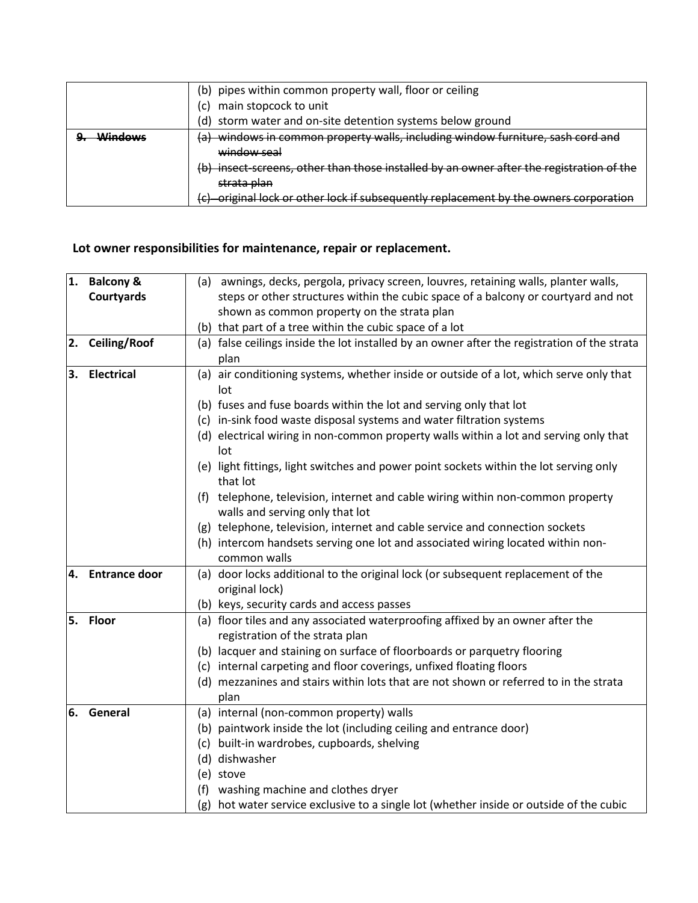| | |
|---|---|
| | (b) pipes within common property wall, floor or ceiling<br>(c) main stopcock to unit<br>(d) storm water and on-site detention systems below ground |
| ~~9. Windows~~ | ~~(a) windows in common property walls, including window furniture, sash cord and window seal~~<br>~~(b) insect-screens, other than those installed by an owner after the registration of the strata plan~~<br>~~(c) original lock or other lock if subsequently replacement by the owners corporation~~ |

**Lot owner responsibilities for maintenance, repair or replacement.**

| | |
|---|---|
| **1. Balcony & Courtyards** | (a) awnings, decks, pergola, privacy screen, louvres, retaining walls, planter walls, steps or other structures within the cubic space of a balcony or courtyard and not shown as common property on the strata plan<br>(b) that part of a tree within the cubic space of a lot |
| **2. Ceiling/Roof** | (a) false ceilings inside the lot installed by an owner after the registration of the strata plan |
| **3. Electrical** | (a) air conditioning systems, whether inside or outside of a lot, which serve only that lot<br>(b) fuses and fuse boards within the lot and serving only that lot<br>(c) in-sink food waste disposal systems and water filtration systems<br>(d) electrical wiring in non-common property walls within a lot and serving only that lot<br>(e) light fittings, light switches and power point sockets within the lot serving only that lot<br>(f) telephone, television, internet and cable wiring within non-common property walls and serving only that lot<br>(g) telephone, television, internet and cable service and connection sockets<br>(h) intercom handsets serving one lot and associated wiring located within non-common walls |
| **4. Entrance door** | (a) door locks additional to the original lock (or subsequent replacement of the original lock)<br>(b) keys, security cards and access passes |
| **5. Floor** | (a) floor tiles and any associated waterproofing affixed by an owner after the registration of the strata plan<br>(b) lacquer and staining on surface of floorboards or parquetry flooring<br>(c) internal carpeting and floor coverings, unfixed floating floors<br>(d) mezzanines and stairs within lots that are not shown or referred to in the strata plan |
| **6. General** | (a) internal (non-common property) walls<br>(b) paintwork inside the lot (including ceiling and entrance door)<br>(c) built-in wardrobes, cupboards, shelving<br>(d) dishwasher<br>(e) stove<br>(f) washing machine and clothes dryer<br>(g) hot water service exclusive to a single lot (whether inside or outside of the cubic |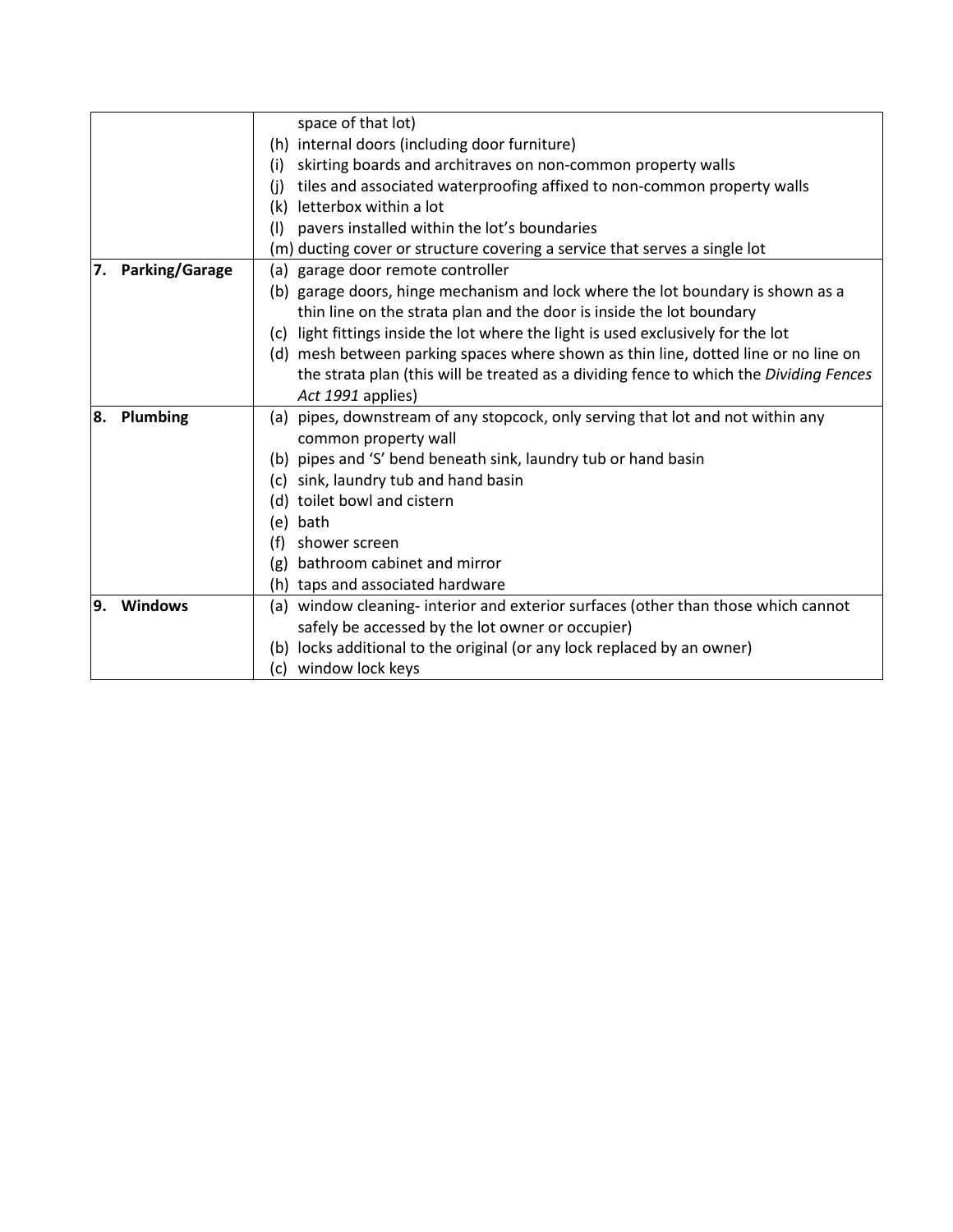| | |
|---|---|
| | space of that lot)<br>(h) internal doors (including door furniture)<br>(i) skirting boards and architraves on non-common property walls<br>(j) tiles and associated waterproofing affixed to non-common property walls<br>(k) letterbox within a lot<br>(l) pavers installed within the lot's boundaries<br>(m) ducting cover or structure covering a service that serves a single lot |
| **7. Parking/Garage** | (a) garage door remote controller<br>(b) garage doors, hinge mechanism and lock where the lot boundary is shown as a thin line on the strata plan and the door is inside the lot boundary<br>(c) light fittings inside the lot where the light is used exclusively for the lot<br>(d) mesh between parking spaces where shown as thin line, dotted line or no line on the strata plan (this will be treated as a dividing fence to which the *Dividing Fences Act 1991* applies) |
| **8. Plumbing** | (a) pipes, downstream of any stopcock, only serving that lot and not within any common property wall<br>(b) pipes and 'S' bend beneath sink, laundry tub or hand basin<br>(c) sink, laundry tub and hand basin<br>(d) toilet bowl and cistern<br>(e) bath<br>(f) shower screen<br>(g) bathroom cabinet and mirror<br>(h) taps and associated hardware |
| **9. Windows** | (a) window cleaning- interior and exterior surfaces (other than those which cannot safely be accessed by the lot owner or occupier)<br>(b) locks additional to the original (or any lock replaced by an owner)<br>(c) window lock keys |